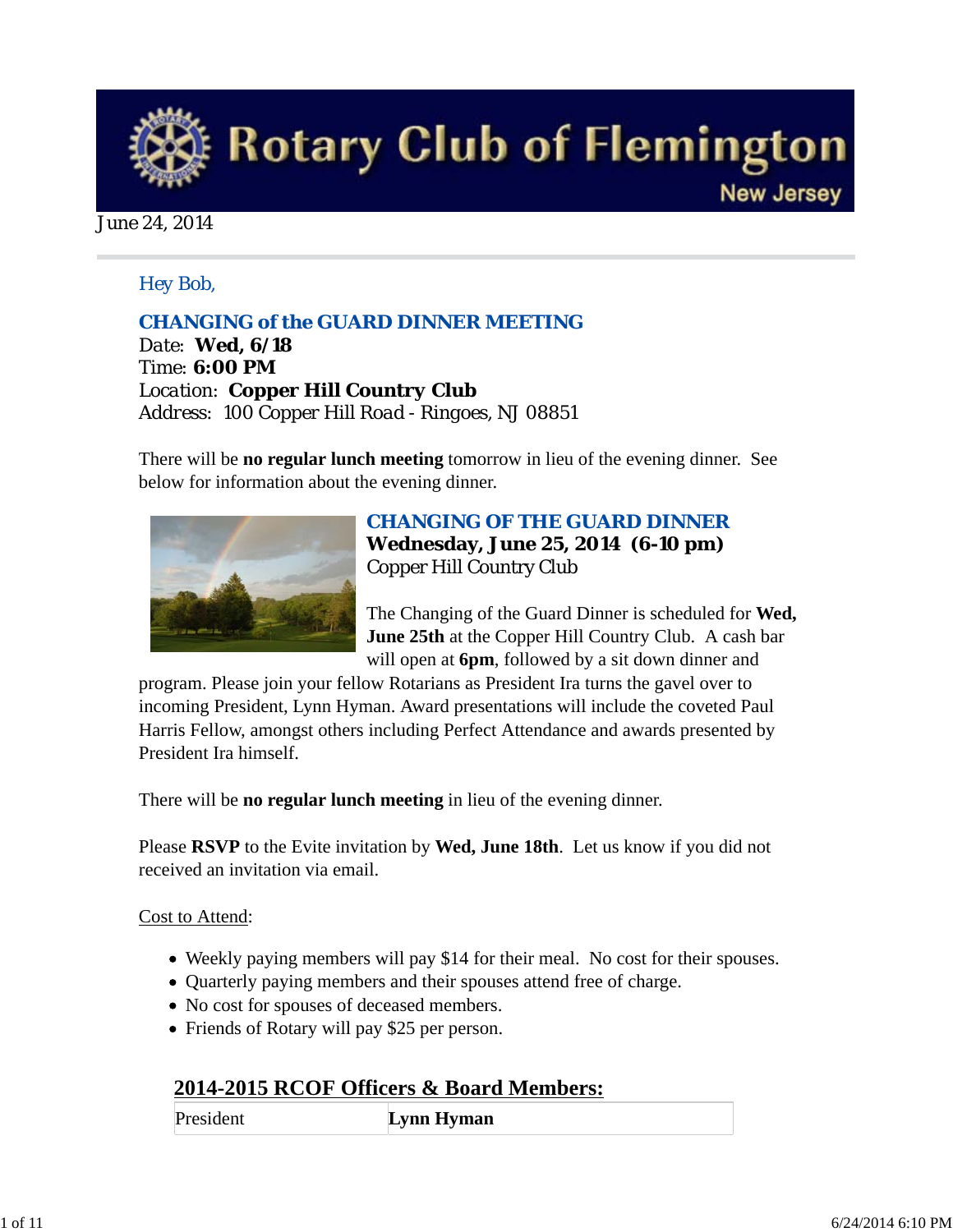# Rotary Club of Flemington

New Jersey

June 24, 2014

*Hey Bob,*

### CHANGING of the GUARD DINNER MEETING

Date: **Wed, 6/18**
Time: **6:00 PM**
Location: **Copper Hill Country Club**
Address: 100 Copper Hill Road - Ringoes, NJ 08851

There will be **no regular lunch meeting** tomorrow in lieu of the evening dinner. See below for information about the evening dinner.

### CHANGING OF THE GUARD DINNER

**Wednesday, June 25, 2014 (6-10 pm)**
Copper Hill Country Club

The Changing of the Guard Dinner is scheduled for **Wed, June 25th** at the Copper Hill Country Club. A cash bar will open at **6pm**, followed by a sit down dinner and program. Please join your fellow Rotarians as President Ira turns the gavel over to incoming President, Lynn Hyman. Award presentations will include the coveted Paul Harris Fellow, amongst others including Perfect Attendance and awards presented by President Ira himself.

There will be **no regular lunch meeting** in lieu of the evening dinner.

Please **RSVP** to the Evite invitation by **Wed, June 18th**. Let us know if you did not received an invitation via email.

Cost to Attend:

- Weekly paying members will pay $14 for their meal. No cost for their spouses.
- Quarterly paying members and their spouses attend free of charge.
- No cost for spouses of deceased members.
- Friends of Rotary will pay $25 per person.

## 2014-2015 RCOF Officers & Board Members:

| | |
|---|---|
| President | **Lynn Hyman** |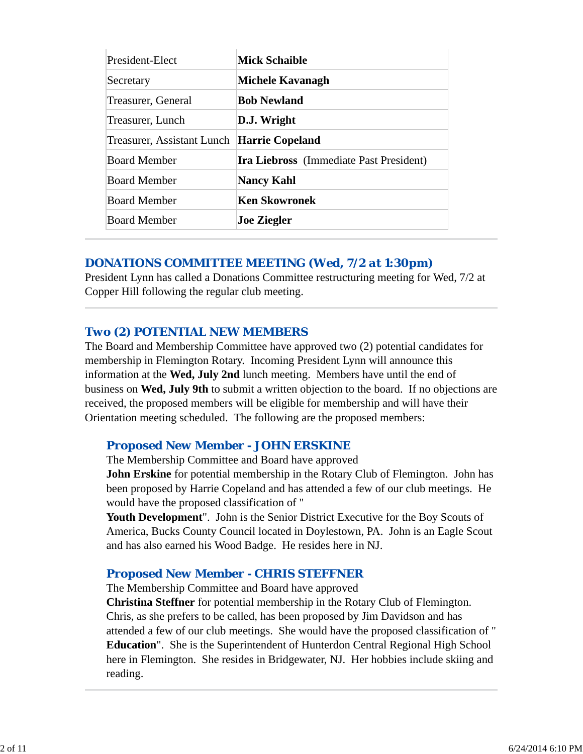| | |
|---|---|
| President-Elect | **Mick Schaible** |
| Secretary | **Michele Kavanagh** |
| Treasurer, General | **Bob Newland** |
| Treasurer, Lunch | **D.J. Wright** |
| Treasurer, Assistant Lunch | **Harrie Copeland** |
| Board Member | **Ira Liebross** (Immediate Past President) |
| Board Member | **Nancy Kahl** |
| Board Member | **Ken Skowronek** |
| Board Member | **Joe Ziegler** |

## DONATIONS COMMITTEE MEETING (Wed, 7/2 at 1:30pm)

President Lynn has called a Donations Committee restructuring meeting for Wed, 7/2 at Copper Hill following the regular club meeting.

## Two (2) POTENTIAL NEW MEMBERS

The Board and Membership Committee have approved two (2) potential candidates for membership in Flemington Rotary. Incoming President Lynn will announce this information at the **Wed, July 2nd** lunch meeting. Members have until the end of business on **Wed, July 9th** to submit a written objection to the board. If no objections are received, the proposed members will be eligible for membership and will have their Orientation meeting scheduled. The following are the proposed members:

### Proposed New Member - JOHN ERSKINE

The Membership Committee and Board have approved **John Erskine** for potential membership in the Rotary Club of Flemington. John has been proposed by Harrie Copeland and has attended a few of our club meetings. He would have the proposed classification of "**Youth Development**". John is the Senior District Executive for the Boy Scouts of America, Bucks County Council located in Doylestown, PA. John is an Eagle Scout and has also earned his Wood Badge. He resides here in NJ.

### Proposed New Member - CHRIS STEFFNER

The Membership Committee and Board have approved **Christina Steffner** for potential membership in the Rotary Club of Flemington. Chris, as she prefers to be called, has been proposed by Jim Davidson and has attended a few of our club meetings. She would have the proposed classification of "**Education**". She is the Superintendent of Hunterdon Central Regional High School here in Flemington. She resides in Bridgewater, NJ. Her hobbies include skiing and reading.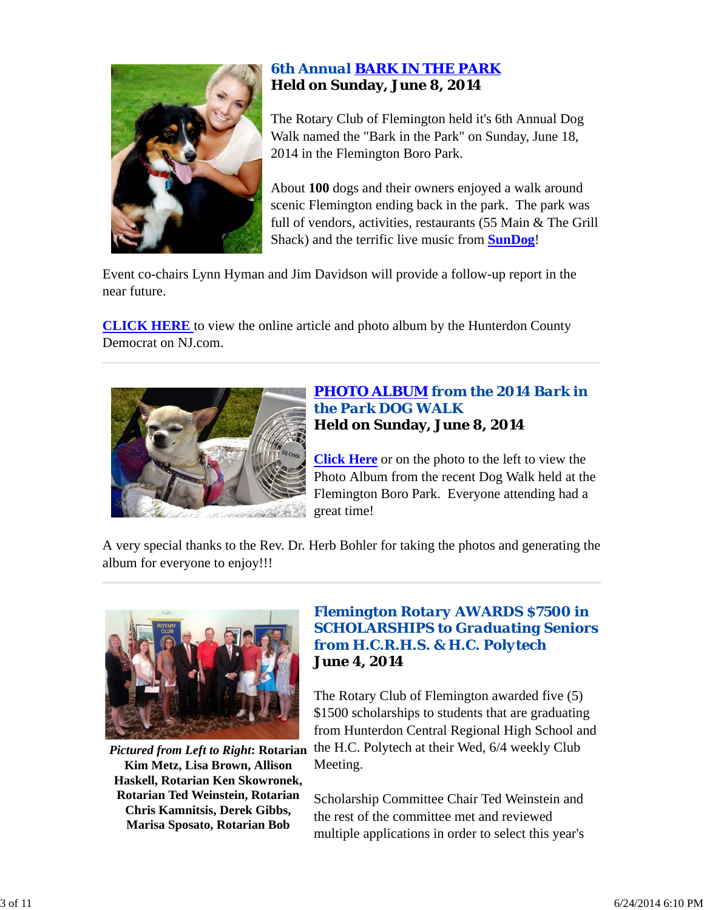## 6th Annual BARK IN THE PARK
**Held on Sunday, June 8, 2014**

The Rotary Club of Flemington held it's 6th Annual Dog Walk named the "Bark in the Park" on Sunday, June 18, 2014 in the Flemington Boro Park.

About **100** dogs and their owners enjoyed a walk around scenic Flemington ending back in the park. The park was full of vendors, activities, restaurants (55 Main & The Grill Shack) and the terrific live music from **SunDog**!

Event co-chairs Lynn Hyman and Jim Davidson will provide a follow-up report in the near future.

**CLICK HERE** to view the online article and photo album by the Hunterdon County Democrat on NJ.com.

---

## PHOTO ALBUM from the 2014 Bark in the Park DOG WALK
**Held on Sunday, June 8, 2014**

Click Here or on the photo to the left to view the Photo Album from the recent Dog Walk held at the Flemington Boro Park. Everyone attending had a great time!

A very special thanks to the Rev. Dr. Herb Bohler for taking the photos and generating the album for everyone to enjoy!!!

---

## Flemington Rotary AWARDS $7500 in SCHOLARSHIPS to Graduating Seniors from H.C.R.H.S. & H.C. Polytech
**June 4, 2014**

***Pictured from Left to Right*: Rotarian Kim Metz, Lisa Brown, Allison Haskell, Rotarian Ken Skowronek, Rotarian Ted Weinstein, Rotarian Chris Kamnitsis, Derek Gibbs, Marisa Sposato, Rotarian Bob**

The Rotary Club of Flemington awarded five (5) $1500 scholarships to students that are graduating from Hunterdon Central Regional High School and the H.C. Polytech at their Wed, 6/4 weekly Club Meeting.

Scholarship Committee Chair Ted Weinstein and the rest of the committee met and reviewed multiple applications in order to select this year's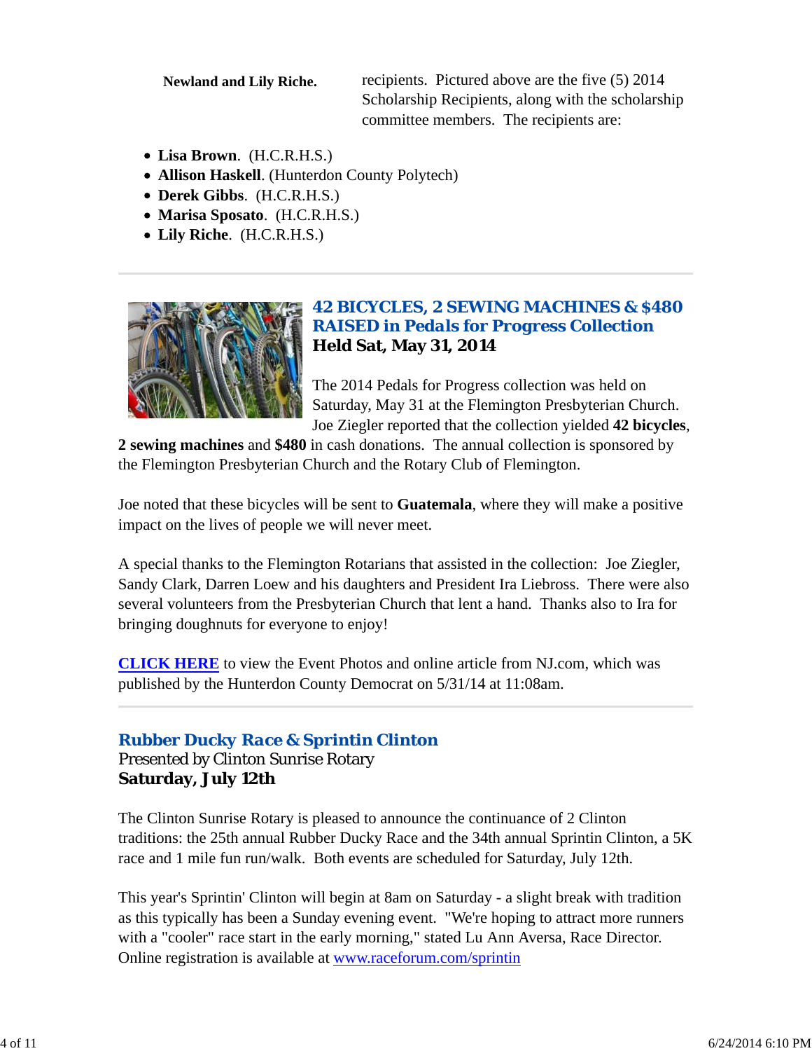**Newland and Lily Riche.**

recipients. Pictured above are the five (5) 2014 Scholarship Recipients, along with the scholarship committee members. The recipients are:

- **Lisa Brown**. (H.C.R.H.S.)
- **Allison Haskell**. (Hunterdon County Polytech)
- **Derek Gibbs**. (H.C.R.H.S.)
- **Marisa Sposato**. (H.C.R.H.S.)
- **Lily Riche**. (H.C.R.H.S.)

---

## 42 BICYCLES, 2 SEWING MACHINES & $480 RAISED in Pedals for Progress Collection

**Held Sat, May 31, 2014**

The 2014 Pedals for Progress collection was held on Saturday, May 31 at the Flemington Presbyterian Church. Joe Ziegler reported that the collection yielded **42 bicycles**, **2 sewing machines** and **$480** in cash donations. The annual collection is sponsored by the Flemington Presbyterian Church and the Rotary Club of Flemington.

Joe noted that these bicycles will be sent to **Guatemala**, where they will make a positive impact on the lives of people we will never meet.

A special thanks to the Flemington Rotarians that assisted in the collection: Joe Ziegler, Sandy Clark, Darren Loew and his daughters and President Ira Liebross. There were also several volunteers from the Presbyterian Church that lent a hand. Thanks also to Ira for bringing doughnuts for everyone to enjoy!

**CLICK HERE** to view the Event Photos and online article from NJ.com, which was published by the Hunterdon County Democrat on 5/31/14 at 11:08am.

---

## Rubber Ducky Race & Sprintin Clinton

Presented by Clinton Sunrise Rotary

**Saturday, July 12th**

The Clinton Sunrise Rotary is pleased to announce the continuance of 2 Clinton traditions: the 25th annual Rubber Ducky Race and the 34th annual Sprintin Clinton, a 5K race and 1 mile fun run/walk. Both events are scheduled for Saturday, July 12th.

This year's Sprintin' Clinton will begin at 8am on Saturday - a slight break with tradition as this typically has been a Sunday evening event. "We're hoping to attract more runners with a "cooler" race start in the early morning," stated Lu Ann Aversa, Race Director. Online registration is available at www.raceforum.com/sprintin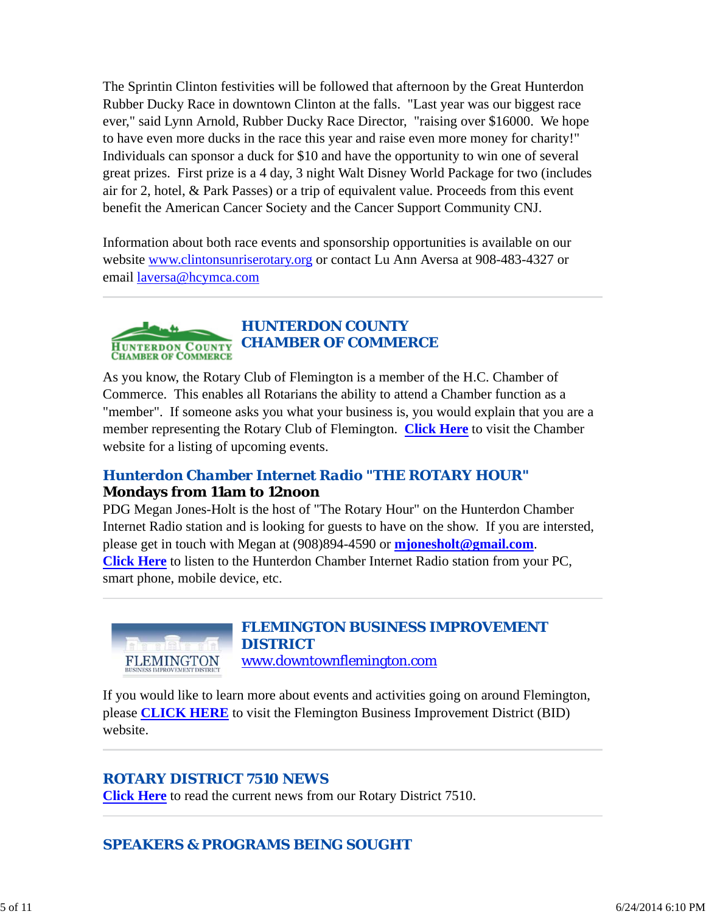The Sprintin Clinton festivities will be followed that afternoon by the Great Hunterdon Rubber Ducky Race in downtown Clinton at the falls. "Last year was our biggest race ever," said Lynn Arnold, Rubber Ducky Race Director, "raising over $16000. We hope to have even more ducks in the race this year and raise even more money for charity!" Individuals can sponsor a duck for $10 and have the opportunity to win one of several great prizes. First prize is a 4 day, 3 night Walt Disney World Package for two (includes air for 2, hotel, & Park Passes) or a trip of equivalent value. Proceeds from this event benefit the American Cancer Society and the Cancer Support Community CNJ.

Information about both race events and sponsorship opportunities is available on our website www.clintonsunriserotary.org or contact Lu Ann Aversa at 908-483-4327 or email laversa@hcymca.com

---

## HUNTERDON COUNTY CHAMBER OF COMMERCE

As you know, the Rotary Club of Flemington is a member of the H.C. Chamber of Commerce. This enables all Rotarians the ability to attend a Chamber function as a "member". If someone asks you what your business is, you would explain that you are a member representing the Rotary Club of Flemington. **Click Here** to visit the Chamber website for a listing of upcoming events.

### Hunterdon Chamber Internet Radio "THE ROTARY HOUR"

**Mondays from 11am to 12noon**

PDG Megan Jones-Holt is the host of "The Rotary Hour" on the Hunterdon Chamber Internet Radio station and is looking for guests to have on the show. If you are intersted, please get in touch with Megan at (908)894-4590 or **mjonesholt@gmail.com**.
**Click Here** to listen to the Hunterdon Chamber Internet Radio station from your PC, smart phone, mobile device, etc.

---

## FLEMINGTON BUSINESS IMPROVEMENT DISTRICT

www.downtownflemington.com

If you would like to learn more about events and activities going on around Flemington, please **CLICK HERE** to visit the Flemington Business Improvement District (BID) website.

---

## ROTARY DISTRICT 7510 NEWS

**Click Here** to read the current news from our Rotary District 7510.

---

## SPEAKERS & PROGRAMS BEING SOUGHT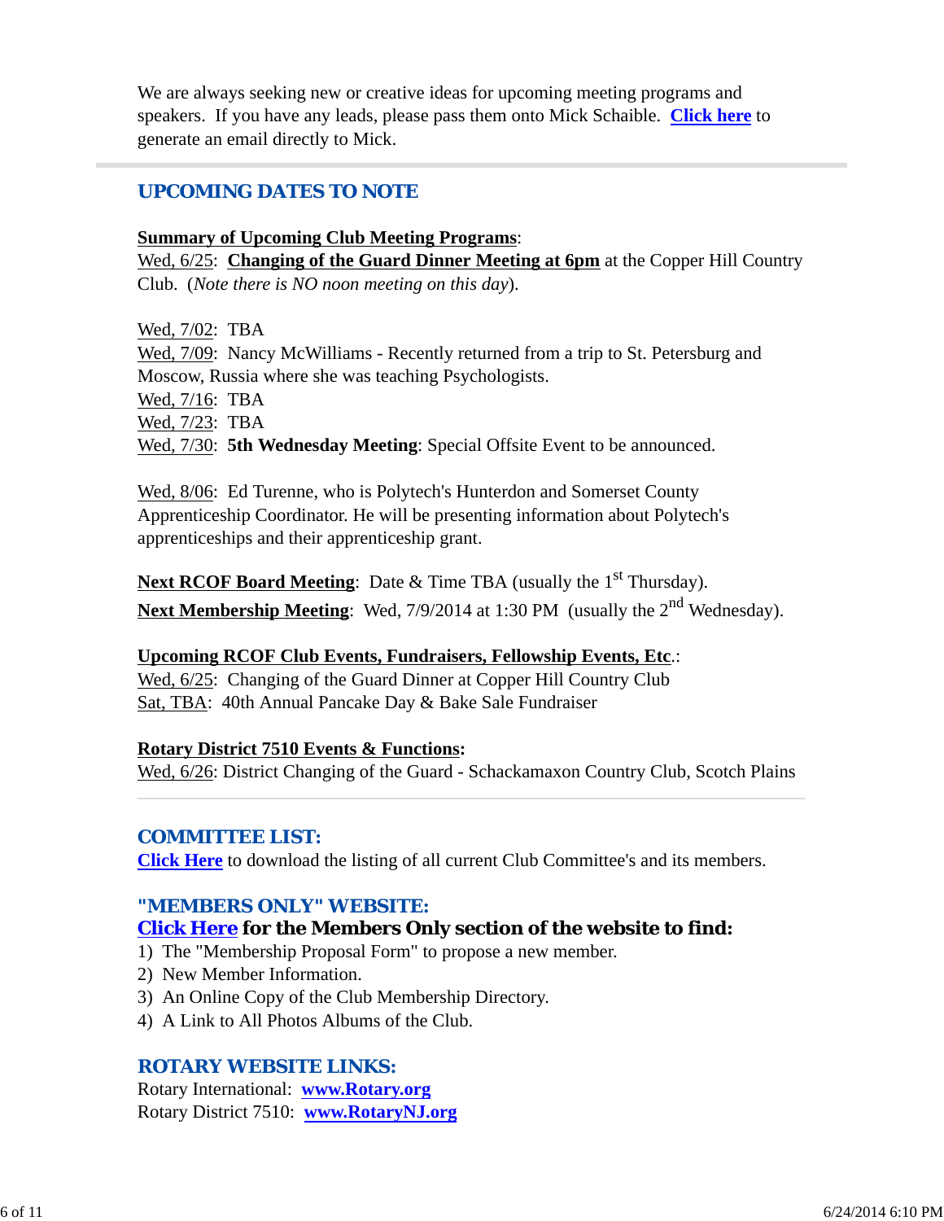We are always seeking new or creative ideas for upcoming meeting programs and speakers. If you have any leads, please pass them onto Mick Schaible. **Click here** to generate an email directly to Mick.

---

## UPCOMING DATES TO NOTE

**Summary of Upcoming Club Meeting Programs**:
Wed, 6/25: **Changing of the Guard Dinner Meeting at 6pm** at the Copper Hill Country Club. (*Note there is NO noon meeting on this day*).

Wed, 7/02: TBA
Wed, 7/09: Nancy McWilliams - Recently returned from a trip to St. Petersburg and Moscow, Russia where she was teaching Psychologists.
Wed, 7/16: TBA
Wed, 7/23: TBA
Wed, 7/30: **5th Wednesday Meeting**: Special Offsite Event to be announced.

Wed, 8/06: Ed Turenne, who is Polytech's Hunterdon and Somerset County Apprenticeship Coordinator. He will be presenting information about Polytech's apprenticeships and their apprenticeship grant.

**Next RCOF Board Meeting**: Date & Time TBA (usually the 1st Thursday).
**Next Membership Meeting**: Wed, 7/9/2014 at 1:30 PM (usually the 2nd Wednesday).

**Upcoming RCOF Club Events, Fundraisers, Fellowship Events, Etc**.:
Wed, 6/25: Changing of the Guard Dinner at Copper Hill Country Club
Sat, TBA: 40th Annual Pancake Day & Bake Sale Fundraiser

**Rotary District 7510 Events & Functions:**
Wed, 6/26: District Changing of the Guard - Schackamaxon Country Club, Scotch Plains

---

## COMMITTEE LIST:

**Click Here** to download the listing of all current Club Committee's and its members.

## "MEMBERS ONLY" WEBSITE:

**Click Here for the Members Only section of the website to find:**

1) The "Membership Proposal Form" to propose a new member.
2) New Member Information.
3) An Online Copy of the Club Membership Directory.
4) A Link to All Photos Albums of the Club.

## ROTARY WEBSITE LINKS:

Rotary International: **www.Rotary.org**
Rotary District 7510: **www.RotaryNJ.org**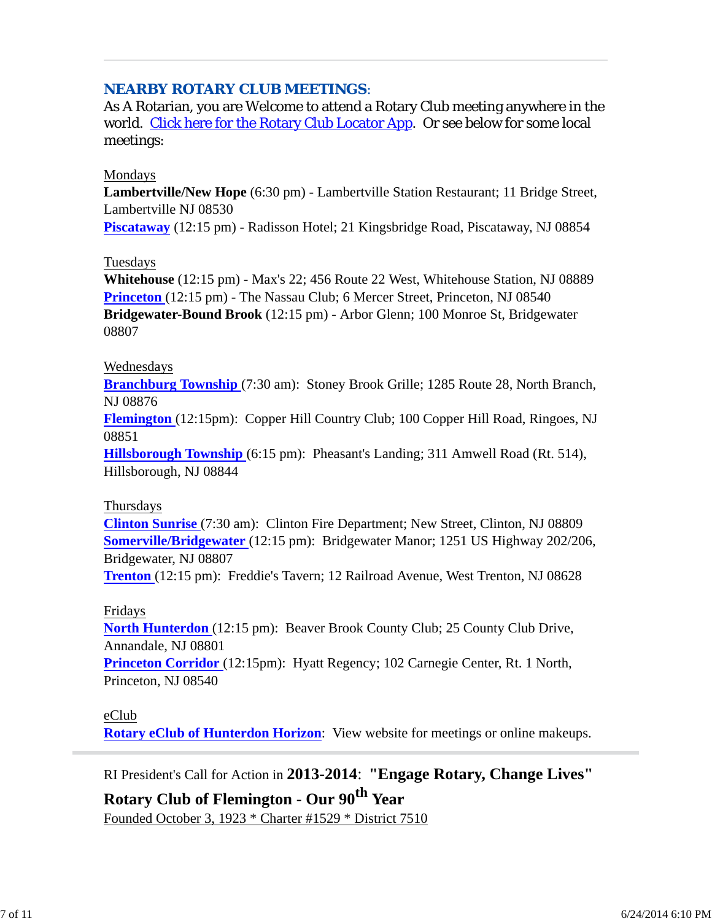## NEARBY ROTARY CLUB MEETINGS:

As A Rotarian, you are Welcome to attend a Rotary Club meeting anywhere in the world. Click here for the Rotary Club Locator App. Or see below for some local meetings:

Mondays

**Lambertville/New Hope** (6:30 pm) - Lambertville Station Restaurant; 11 Bridge Street, Lambertville NJ 08530

**Piscataway** (12:15 pm) - Radisson Hotel; 21 Kingsbridge Road, Piscataway, NJ 08854

Tuesdays

**Whitehouse** (12:15 pm) - Max's 22; 456 Route 22 West, Whitehouse Station, NJ 08889

**Princeton** (12:15 pm) - The Nassau Club; 6 Mercer Street, Princeton, NJ 08540

**Bridgewater-Bound Brook** (12:15 pm) - Arbor Glenn; 100 Monroe St, Bridgewater 08807

Wednesdays

**Branchburg Township** (7:30 am): Stoney Brook Grille; 1285 Route 28, North Branch, NJ 08876

**Flemington** (12:15pm): Copper Hill Country Club; 100 Copper Hill Road, Ringoes, NJ 08851

**Hillsborough Township** (6:15 pm): Pheasant's Landing; 311 Amwell Road (Rt. 514), Hillsborough, NJ 08844

Thursdays

**Clinton Sunrise** (7:30 am): Clinton Fire Department; New Street, Clinton, NJ 08809

**Somerville/Bridgewater** (12:15 pm): Bridgewater Manor; 1251 US Highway 202/206, Bridgewater, NJ 08807

**Trenton** (12:15 pm): Freddie's Tavern; 12 Railroad Avenue, West Trenton, NJ 08628

Fridays

**North Hunterdon** (12:15 pm): Beaver Brook County Club; 25 County Club Drive, Annandale, NJ 08801

**Princeton Corridor** (12:15pm): Hyatt Regency; 102 Carnegie Center, Rt. 1 North, Princeton, NJ 08540

eClub

**Rotary eClub of Hunterdon Horizon**: View website for meetings or online makeups.

---

RI President's Call for Action in **2013-2014**: **"Engage Rotary, Change Lives"**

**Rotary Club of Flemington - Our 90th Year**

Founded October 3, 1923 * Charter #1529 * District 7510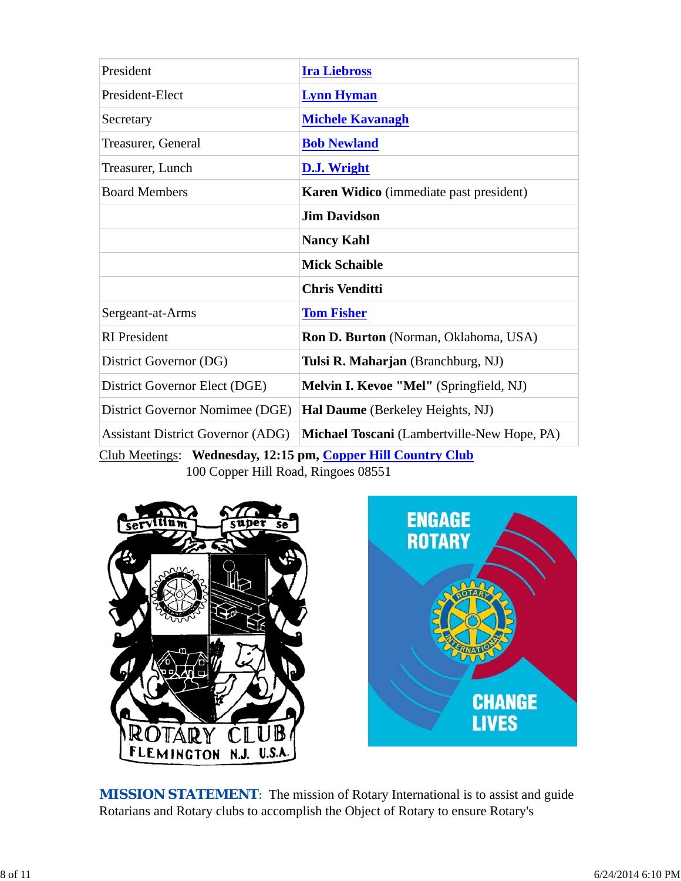| | |
|---|---|
| President | **Ira Liebross** |
| President-Elect | **Lynn Hyman** |
| Secretary | **Michele Kavanagh** |
| Treasurer, General | **Bob Newland** |
| Treasurer, Lunch | **D.J. Wright** |
| Board Members | **Karen Widico** (immediate past president) |
| | **Jim Davidson** |
| | **Nancy Kahl** |
| | **Mick Schaible** |
| | **Chris Venditti** |
| Sergeant-at-Arms | **Tom Fisher** |
| RI President | **Ron D. Burton** (Norman, Oklahoma, USA) |
| District Governor (DG) | **Tulsi R. Maharjan** (Branchburg, NJ) |
| District Governor Elect (DGE) | **Melvin I. Kevoe "Mel"** (Springfield, NJ) |
| District Governor Nomimee (DGE) | **Hal Daume** (Berkeley Heights, NJ) |
| Assistant District Governor (ADG) | **Michael Toscani** (Lambertville-New Hope, PA) |

Club Meetings: **Wednesday, 12:15 pm, Copper Hill Country Club**
100 Copper Hill Road, Ringoes 08551

**MISSION STATEMENT**: The mission of Rotary International is to assist and guide Rotarians and Rotary clubs to accomplish the Object of Rotary to ensure Rotary's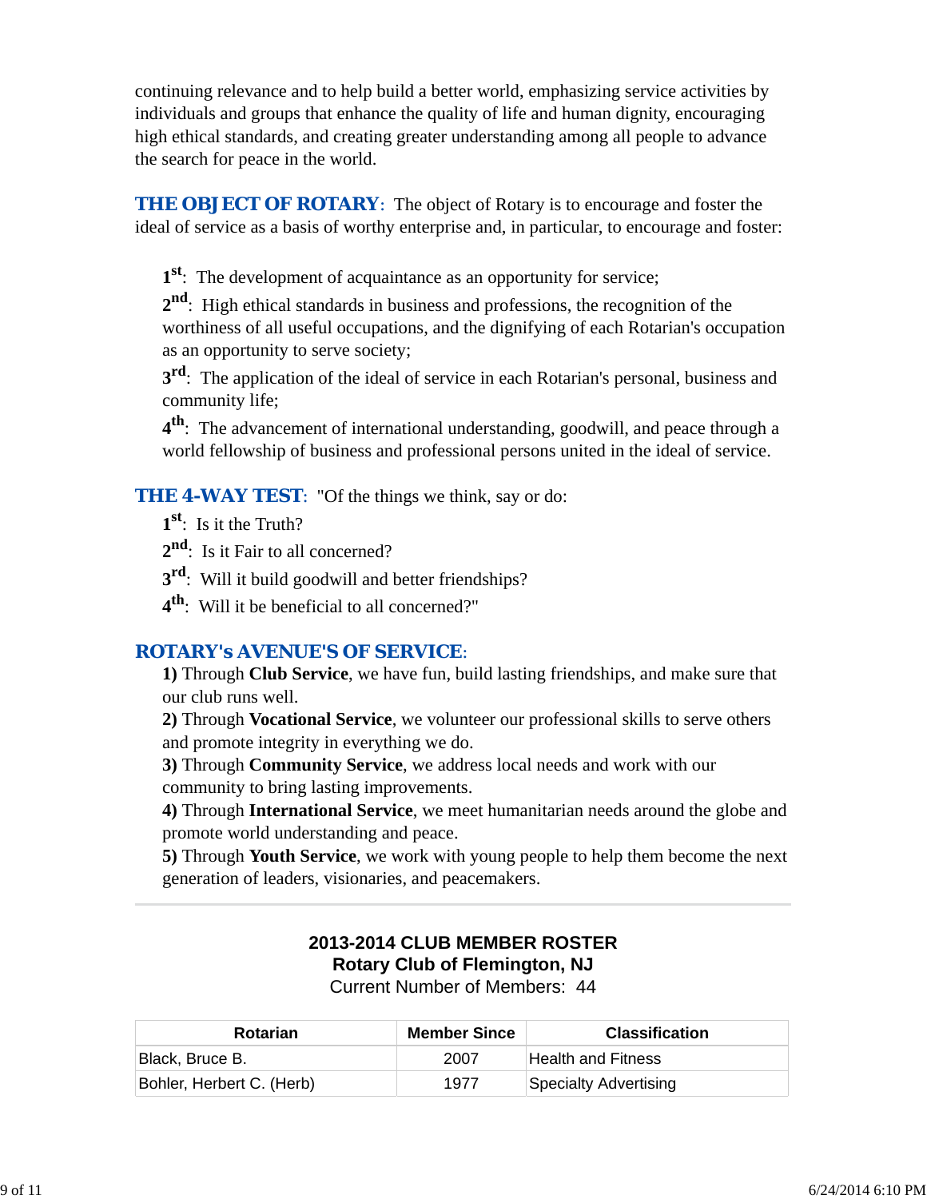continuing relevance and to help build a better world, emphasizing service activities by individuals and groups that enhance the quality of life and human dignity, encouraging high ethical standards, and creating greater understanding among all people to advance the search for peace in the world.

**THE OBJECT OF ROTARY**: The object of Rotary is to encourage and foster the ideal of service as a basis of worthy enterprise and, in particular, to encourage and foster:

1st: The development of acquaintance as an opportunity for service;

2nd: High ethical standards in business and professions, the recognition of the worthiness of all useful occupations, and the dignifying of each Rotarian's occupation as an opportunity to serve society;

3rd: The application of the ideal of service in each Rotarian's personal, business and community life;

4th: The advancement of international understanding, goodwill, and peace through a world fellowship of business and professional persons united in the ideal of service.

**THE 4-WAY TEST**: "Of the things we think, say or do:

1st: Is it the Truth?

2nd: Is it Fair to all concerned?

3rd: Will it build goodwill and better friendships?

4th: Will it be beneficial to all concerned?"

**ROTARY's AVENUE'S OF SERVICE**:

**1)** Through **Club Service**, we have fun, build lasting friendships, and make sure that our club runs well.

**2)** Through **Vocational Service**, we volunteer our professional skills to serve others and promote integrity in everything we do.

**3)** Through **Community Service**, we address local needs and work with our community to bring lasting improvements.

**4)** Through **International Service**, we meet humanitarian needs around the globe and promote world understanding and peace.

**5)** Through **Youth Service**, we work with young people to help them become the next generation of leaders, visionaries, and peacemakers.

---

**2013-2014 CLUB MEMBER ROSTER**
**Rotary Club of Flemington, NJ**
Current Number of Members: 44

| Rotarian | Member Since | Classification |
|---|---|---|
| Black, Bruce B. | 2007 | Health and Fitness |
| Bohler, Herbert C. (Herb) | 1977 | Specialty Advertising |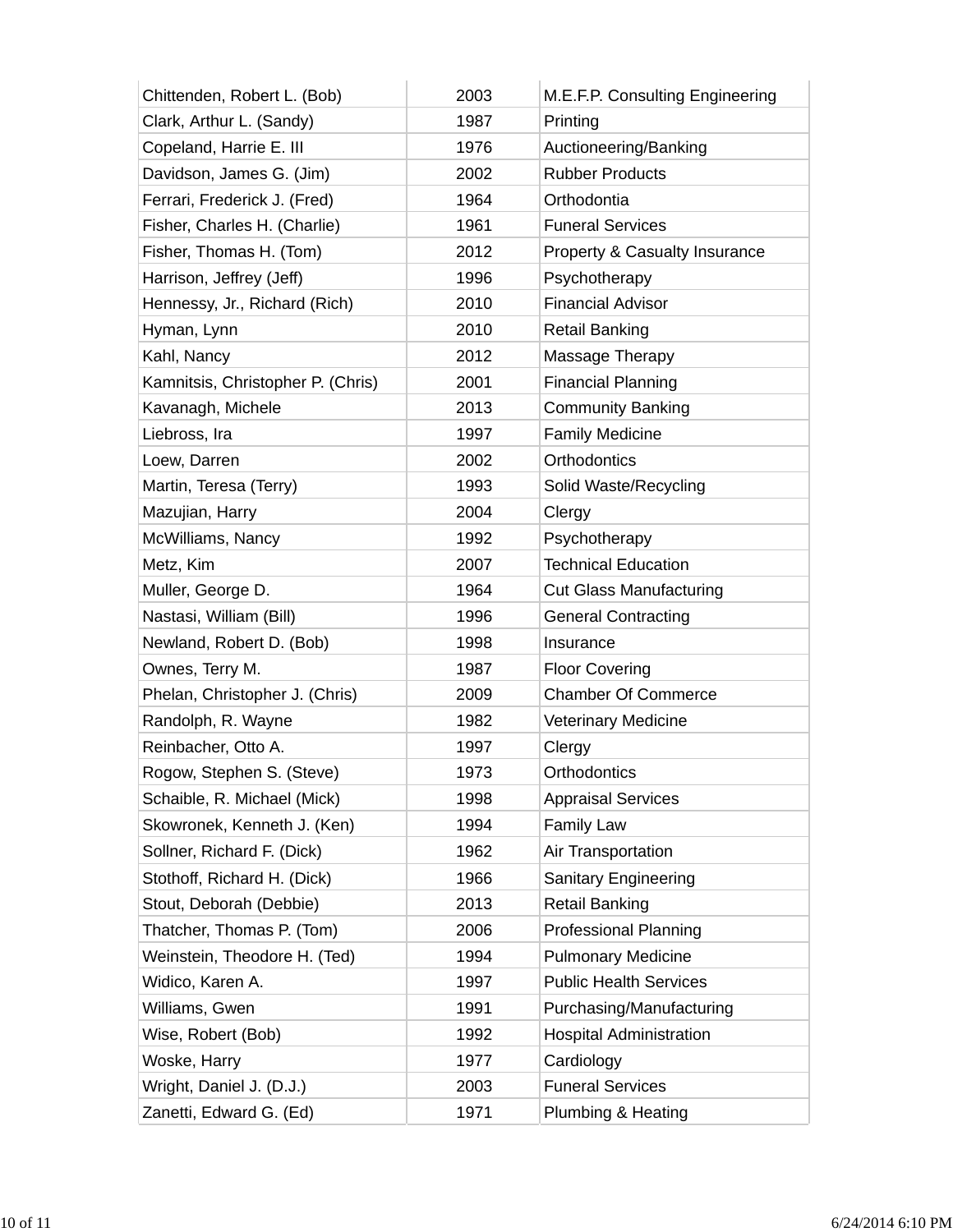| Chittenden, Robert L. (Bob) | 2003 | M.E.F.P. Consulting Engineering |
|---|---|---|
| Clark, Arthur L. (Sandy) | 1987 | Printing |
| Copeland, Harrie E. III | 1976 | Auctioneering/Banking |
| Davidson, James G. (Jim) | 2002 | Rubber Products |
| Ferrari, Frederick J. (Fred) | 1964 | Orthodontia |
| Fisher, Charles H. (Charlie) | 1961 | Funeral Services |
| Fisher, Thomas H. (Tom) | 2012 | Property & Casualty Insurance |
| Harrison, Jeffrey (Jeff) | 1996 | Psychotherapy |
| Hennessy, Jr., Richard (Rich) | 2010 | Financial Advisor |
| Hyman, Lynn | 2010 | Retail Banking |
| Kahl, Nancy | 2012 | Massage Therapy |
| Kamnitsis, Christopher P. (Chris) | 2001 | Financial Planning |
| Kavanagh, Michele | 2013 | Community Banking |
| Liebross, Ira | 1997 | Family Medicine |
| Loew, Darren | 2002 | Orthodontics |
| Martin, Teresa (Terry) | 1993 | Solid Waste/Recycling |
| Mazujian, Harry | 2004 | Clergy |
| McWilliams, Nancy | 1992 | Psychotherapy |
| Metz, Kim | 2007 | Technical Education |
| Muller, George D. | 1964 | Cut Glass Manufacturing |
| Nastasi, William (Bill) | 1996 | General Contracting |
| Newland, Robert D. (Bob) | 1998 | Insurance |
| Ownes, Terry M. | 1987 | Floor Covering |
| Phelan, Christopher J. (Chris) | 2009 | Chamber Of Commerce |
| Randolph, R. Wayne | 1982 | Veterinary Medicine |
| Reinbacher, Otto A. | 1997 | Clergy |
| Rogow, Stephen S. (Steve) | 1973 | Orthodontics |
| Schaible, R. Michael (Mick) | 1998 | Appraisal Services |
| Skowronek, Kenneth J. (Ken) | 1994 | Family Law |
| Sollner, Richard F. (Dick) | 1962 | Air Transportation |
| Stothoff, Richard H. (Dick) | 1966 | Sanitary Engineering |
| Stout, Deborah (Debbie) | 2013 | Retail Banking |
| Thatcher, Thomas P. (Tom) | 2006 | Professional Planning |
| Weinstein, Theodore H. (Ted) | 1994 | Pulmonary Medicine |
| Widico, Karen A. | 1997 | Public Health Services |
| Williams, Gwen | 1991 | Purchasing/Manufacturing |
| Wise, Robert (Bob) | 1992 | Hospital Administration |
| Woske, Harry | 1977 | Cardiology |
| Wright, Daniel J. (D.J.) | 2003 | Funeral Services |
| Zanetti, Edward G. (Ed) | 1971 | Plumbing & Heating |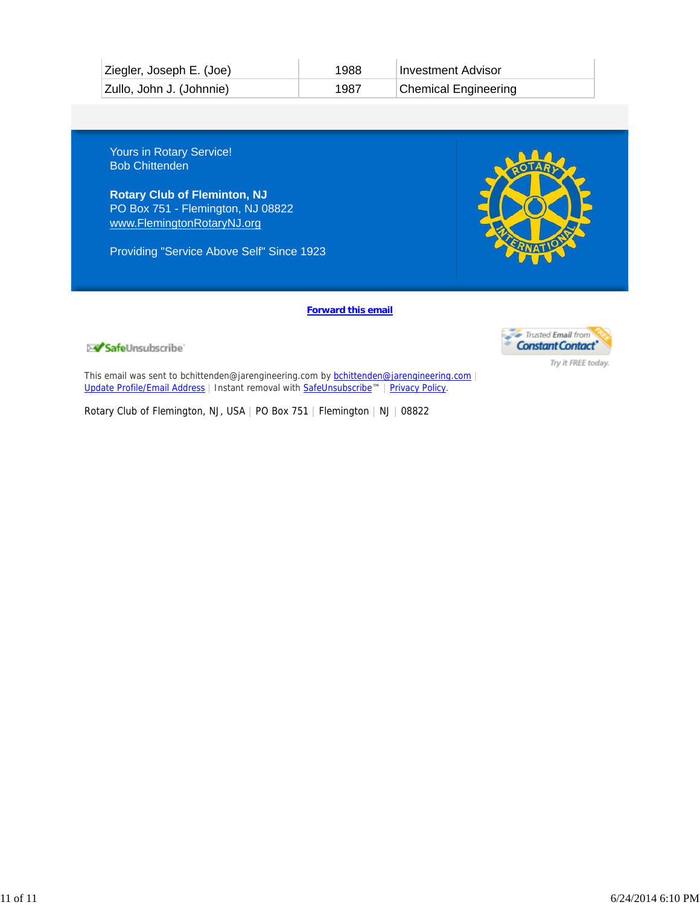| | | |
|---|---|---|
| Ziegler, Joseph E. (Joe) | 1988 | Investment Advisor |
| Zullo, John J. (Johnnie) | 1987 | Chemical Engineering |

Yours in Rotary Service!
Bob Chittenden

**Rotary Club of Fleminton, NJ**
PO Box 751 - Flemington, NJ 08822
www.FlemingtonRotaryNJ.org

Providing "Service Above Self" Since 1923

**Forward this email**

SafeUnsubscribe

Trusted Email from Constant Contact
Try it FREE today.

This email was sent to bchittenden@jarengineering.com by bchittenden@jarengineering.com | Update Profile/Email Address | Instant removal with SafeUnsubscribe™ | Privacy Policy.

Rotary Club of Flemington, NJ, USA | PO Box 751 | Flemington | NJ | 08822